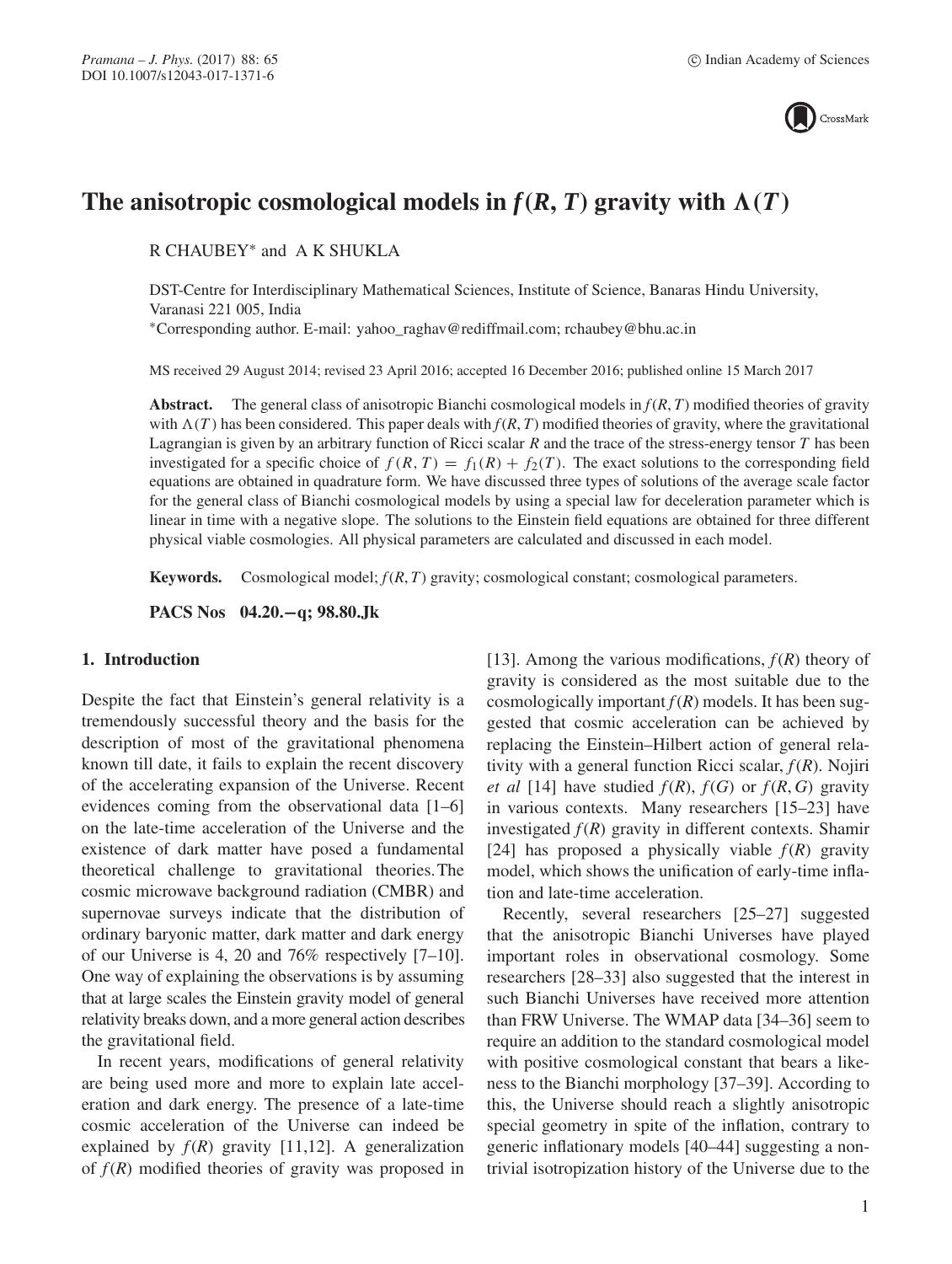# The anisotropic cosmological models in $f(R, T)$ gravity with $\Lambda(T)$

R CHAUBEY* and A K SHUKLA

DST-Centre for Interdisciplinary Mathematical Sciences, Institute of Science, Banaras Hindu University, Varanasi 221 005, India

*Corresponding author. E-mail: yahoo_raghav@rediffmail.com; rchaubey@bhu.ac.in

MS received 29 August 2014; revised 23 April 2016; accepted 16 December 2016; published online 15 March 2017

**Abstract.** The general class of anisotropic Bianchi cosmological models in $f(R, T)$ modified theories of gravity with $\Lambda(T)$ has been considered. This paper deals with $f(R, T)$ modified theories of gravity, where the gravitational Lagrangian is given by an arbitrary function of Ricci scalar $R$ and the trace of the stress-energy tensor $T$ has been investigated for a specific choice of $f(R, T) = f_1(R) + f_2(T)$. The exact solutions to the corresponding field equations are obtained in quadrature form. We have discussed three types of solutions of the average scale factor for the general class of Bianchi cosmological models by using a special law for deceleration parameter which is linear in time with a negative slope. The solutions to the Einstein field equations are obtained for three different physical viable cosmologies. All physical parameters are calculated and discussed in each model.

**Keywords.** Cosmological model; $f(R, T)$ gravity; cosmological constant; cosmological parameters.

**PACS Nos** 04.20.−q; 98.80.Jk

## 1. Introduction

Despite the fact that Einstein's general relativity is a tremendously successful theory and the basis for the description of most of the gravitational phenomena known till date, it fails to explain the recent discovery of the accelerating expansion of the Universe. Recent evidences coming from the observational data [1–6] on the late-time acceleration of the Universe and the existence of dark matter have posed a fundamental theoretical challenge to gravitational theories. The cosmic microwave background radiation (CMBR) and supernovae surveys indicate that the distribution of ordinary baryonic matter, dark matter and dark energy of our Universe is 4, 20 and 76% respectively [7–10]. One way of explaining the observations is by assuming that at large scales the Einstein gravity model of general relativity breaks down, and a more general action describes the gravitational field.

In recent years, modifications of general relativity are being used more and more to explain late acceleration and dark energy. The presence of a late-time cosmic acceleration of the Universe can indeed be explained by $f(R)$ gravity [11,12]. A generalization of $f(R)$ modified theories of gravity was proposed in [13]. Among the various modifications, $f(R)$ theory of gravity is considered as the most suitable due to the cosmologically important $f(R)$ models. It has been suggested that cosmic acceleration can be achieved by replacing the Einstein–Hilbert action of general relativity with a general function Ricci scalar, $f(R)$. Nojiri *et al* [14] have studied $f(R)$, $f(G)$ or $f(R, G)$ gravity in various contexts. Many researchers [15–23] have investigated $f(R)$ gravity in different contexts. Shamir [24] has proposed a physically viable $f(R)$ gravity model, which shows the unification of early-time inflation and late-time acceleration.

Recently, several researchers [25–27] suggested that the anisotropic Bianchi Universes have played important roles in observational cosmology. Some researchers [28–33] also suggested that the interest in such Bianchi Universes have received more attention than FRW Universe. The WMAP data [34–36] seem to require an addition to the standard cosmological model with positive cosmological constant that bears a likeness to the Bianchi morphology [37–39]. According to this, the Universe should reach a slightly anisotropic special geometry in spite of the inflation, contrary to generic inflationary models [40–44] suggesting a non-trivial isotropization history of the Universe due to the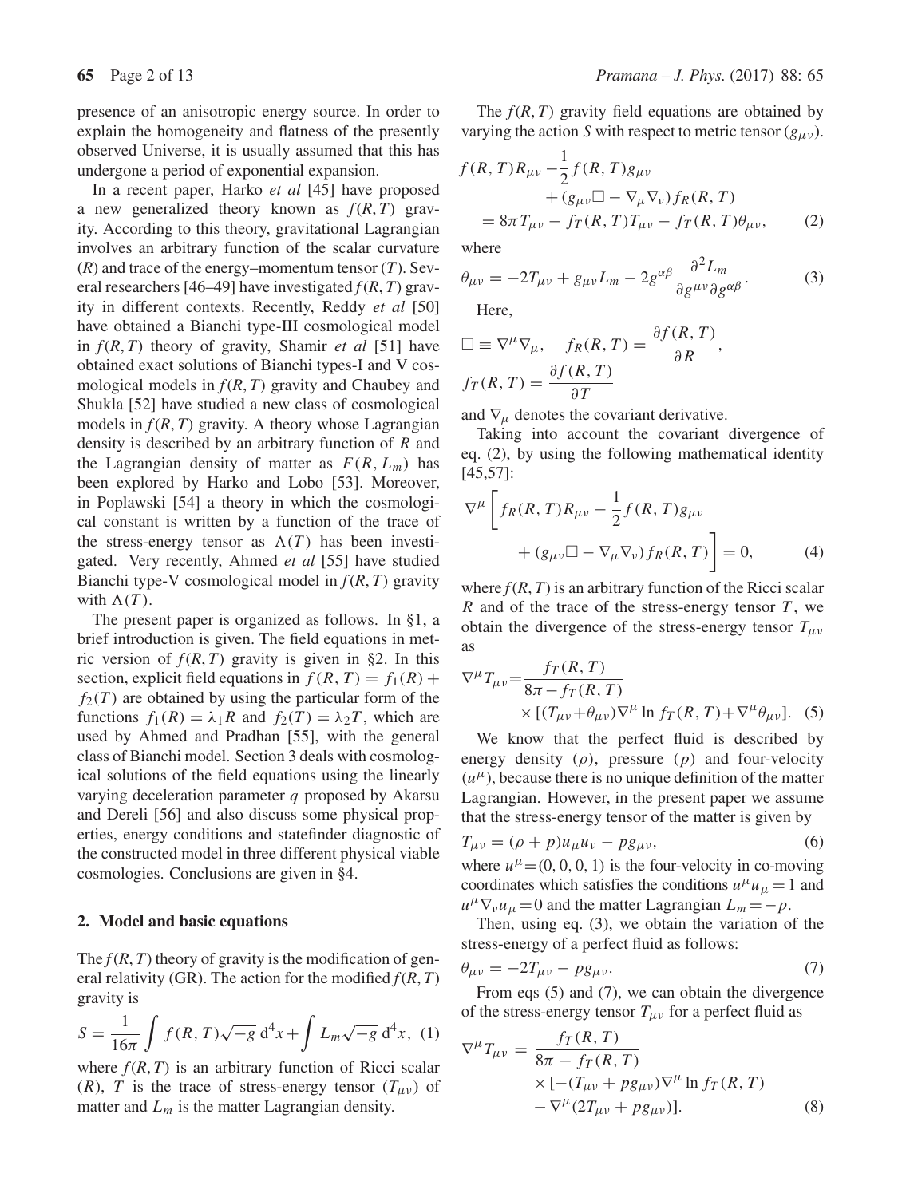presence of an anisotropic energy source. In order to explain the homogeneity and flatness of the presently observed Universe, it is usually assumed that this has undergone a period of exponential expansion.

In a recent paper, Harko *et al* [45] have proposed a new generalized theory known as $f(R, T)$ gravity. According to this theory, gravitational Lagrangian involves an arbitrary function of the scalar curvature ($R$) and trace of the energy–momentum tensor ($T$). Several researchers [46–49] have investigated $f(R, T)$ gravity in different contexts. Recently, Reddy *et al* [50] have obtained a Bianchi type-III cosmological model in $f(R, T)$ theory of gravity, Shamir *et al* [51] have obtained exact solutions of Bianchi types-I and V cosmological models in $f(R, T)$ gravity and Chaubey and Shukla [52] have studied a new class of cosmological models in $f(R, T)$ gravity. A theory whose Lagrangian density is described by an arbitrary function of $R$ and the Lagrangian density of matter as $F(R, L_m)$ has been explored by Harko and Lobo [53]. Moreover, in Poplawski [54] a theory in which the cosmological constant is written by a function of the trace of the stress-energy tensor as $\Lambda(T)$ has been investigated. Very recently, Ahmed *et al* [55] have studied Bianchi type-V cosmological model in $f(R, T)$ gravity with $\Lambda(T)$.

The present paper is organized as follows. In §1, a brief introduction is given. The field equations in metric version of $f(R, T)$ gravity is given in §2. In this section, explicit field equations in $f(R, T) = f_1(R) + f_2(T)$ are obtained by using the particular form of the functions $f_1(R) = \lambda_1 R$ and $f_2(T) = \lambda_2 T$, which are used by Ahmed and Pradhan [55], with the general class of Bianchi model. Section 3 deals with cosmological solutions of the field equations using the linearly varying deceleration parameter $q$ proposed by Akarsu and Dereli [56] and also discuss some physical properties, energy conditions and statefinder diagnostic of the constructed model in three different physical viable cosmologies. Conclusions are given in §4.

## 2. Model and basic equations

The $f(R, T)$ theory of gravity is the modification of general relativity (GR). The action for the modified $f(R, T)$ gravity is

$$S = \frac{1}{16\pi}\int f(R, T)\sqrt{-g}\,\mathrm{d}^4x + \int L_m\sqrt{-g}\,\mathrm{d}^4x, \quad (1)$$

where $f(R, T)$ is an arbitrary function of Ricci scalar ($R$), $T$ is the trace of stress-energy tensor ($T_{\mu\nu}$) of matter and $L_m$ is the matter Lagrangian density.

The $f(R, T)$ gravity field equations are obtained by varying the action $S$ with respect to metric tensor ($g_{\mu\nu}$).

$$\begin{aligned} f(R, T)R_{\mu\nu} &- \frac{1}{2}f(R, T)g_{\mu\nu} \\ &+ (g_{\mu\nu}\Box - \nabla_\mu\nabla_\nu)f_R(R, T) \\ &= 8\pi T_{\mu\nu} - f_T(R, T)T_{\mu\nu} - f_T(R, T)\theta_{\mu\nu}, \end{aligned} \quad (2)$$

where

$$\theta_{\mu\nu} = -2T_{\mu\nu} + g_{\mu\nu}L_m - 2g^{\alpha\beta}\frac{\partial^2 L_m}{\partial g^{\mu\nu}\partial g^{\alpha\beta}}. \quad (3)$$

Here,

$$\Box \equiv \nabla^\mu\nabla_\mu, \quad f_R(R, T) = \frac{\partial f(R, T)}{\partial R},$$
$$f_T(R, T) = \frac{\partial f(R, T)}{\partial T}$$

and $\nabla_\mu$ denotes the covariant derivative.

Taking into account the covariant divergence of eq. (2), by using the following mathematical identity [45,57]:

$$\nabla^\mu\left[f_R(R, T)R_{\mu\nu} - \frac{1}{2}f(R, T)g_{\mu\nu} + (g_{\mu\nu}\Box - \nabla_\mu\nabla_\nu)f_R(R, T)\right] = 0, \quad (4)$$

where $f(R, T)$ is an arbitrary function of the Ricci scalar $R$ and of the trace of the stress-energy tensor $T$, we obtain the divergence of the stress-energy tensor $T_{\mu\nu}$ as

$$\begin{aligned}\nabla^\mu T_{\mu\nu} &= \frac{f_T(R, T)}{8\pi - f_T(R, T)} \\ &\times [(T_{\mu\nu}+\theta_{\mu\nu})\nabla^\mu \ln f_T(R, T) + \nabla^\mu\theta_{\mu\nu}]. \end{aligned} \quad (5)$$

We know that the perfect fluid is described by energy density ($\rho$), pressure ($p$) and four-velocity ($u^\mu$), because there is no unique definition of the matter Lagrangian. However, in the present paper we assume that the stress-energy tensor of the matter is given by

$$T_{\mu\nu} = (\rho + p)u_\mu u_\nu - pg_{\mu\nu}, \quad (6)$$

where $u^\mu = (0, 0, 0, 1)$ is the four-velocity in co-moving coordinates which satisfies the conditions $u^\mu u_\mu = 1$ and $u^\mu \nabla_\nu u_\mu = 0$ and the matter Lagrangian $L_m = -p$.

Then, using eq. (3), we obtain the variation of the stress-energy of a perfect fluid as follows:

$$\theta_{\mu\nu} = -2T_{\mu\nu} - pg_{\mu\nu}. \quad (7)$$

From eqs (5) and (7), we can obtain the divergence of the stress-energy tensor $T_{\mu\nu}$ for a perfect fluid as

$$\begin{aligned}\nabla^\mu T_{\mu\nu} &= \frac{f_T(R, T)}{8\pi - f_T(R, T)} \\ &\times [-(T_{\mu\nu} + pg_{\mu\nu})\nabla^\mu \ln f_T(R, T) \\ &- \nabla^\mu(2T_{\mu\nu} + pg_{\mu\nu})]. \end{aligned} \quad (8)$$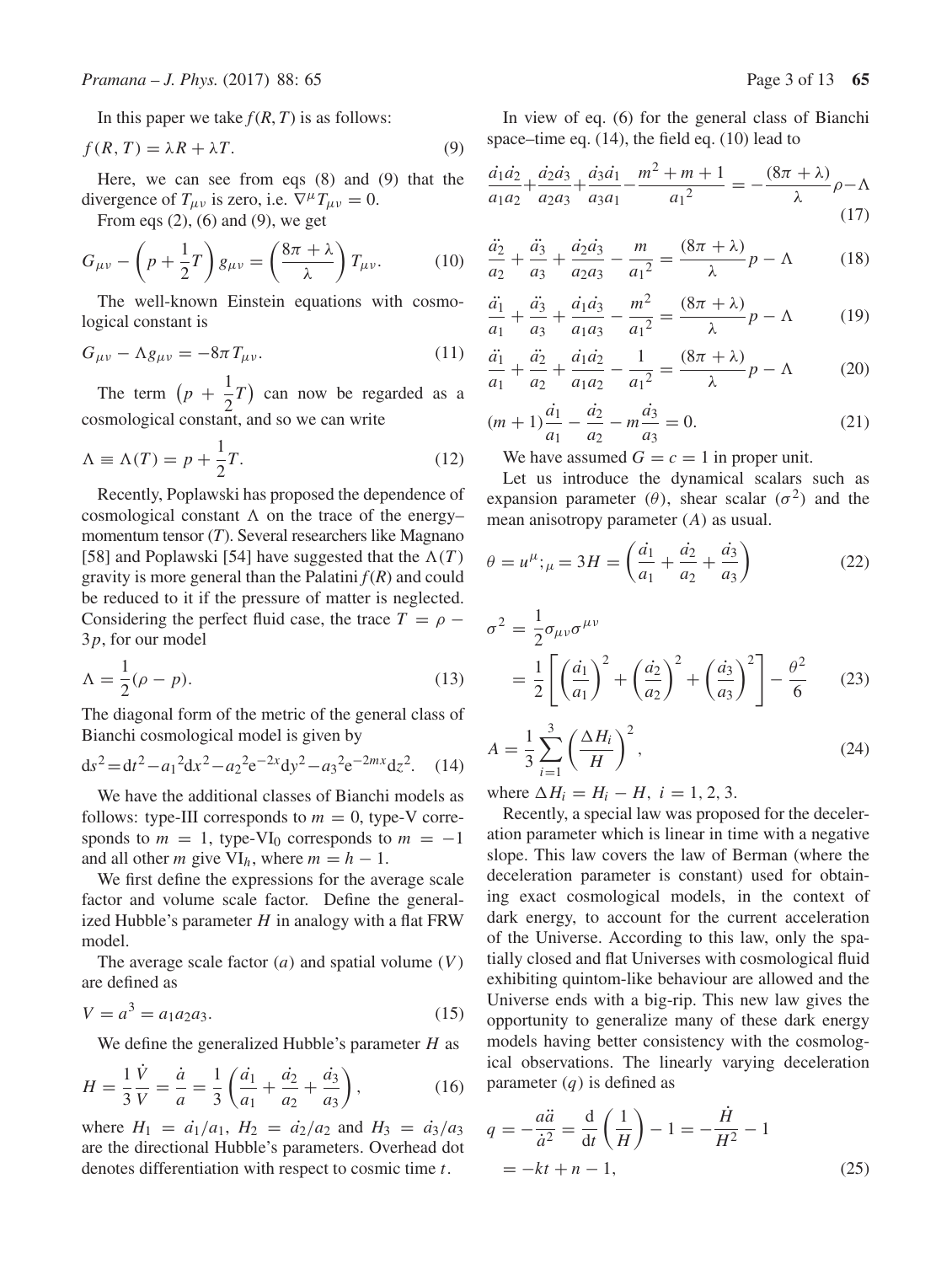In this paper we take $f(R,T)$ is as follows:

$$f(R,T) = \lambda R + \lambda T. \tag{9}$$

Here, we can see from eqs (8) and (9) that the divergence of $T_{\mu\nu}$ is zero, i.e. $\nabla^{\mu} T_{\mu\nu} = 0$.

From eqs (2), (6) and (9), we get

$$G_{\mu\nu} - \left(p + \frac{1}{2}T\right) g_{\mu\nu} = \left(\frac{8\pi + \lambda}{\lambda}\right) T_{\mu\nu}. \tag{10}$$

The well-known Einstein equations with cosmological constant is

$$G_{\mu\nu} - \Lambda g_{\mu\nu} = -8\pi T_{\mu\nu}. \tag{11}$$

The term $\left(p + \frac{1}{2}T\right)$ can now be regarded as a cosmological constant, and so we can write

$$\Lambda \equiv \Lambda(T) = p + \frac{1}{2}T. \tag{12}$$

Recently, Poplawski has proposed the dependence of cosmological constant $\Lambda$ on the trace of the energy–momentum tensor ($T$). Several researchers like Magnano [58] and Poplawski [54] have suggested that the $\Lambda(T)$ gravity is more general than the Palatini $f(R)$ and could be reduced to it if the pressure of matter is neglected. Considering the perfect fluid case, the trace $T = \rho - 3p$, for our model

$$\Lambda = \frac{1}{2}(\rho - p). \tag{13}$$

The diagonal form of the metric of the general class of Bianchi cosmological model is given by

$$\mathrm{d}s^2 = \mathrm{d}t^2 - {a_1}^2 \mathrm{d}x^2 - {a_2}^2 \mathrm{e}^{-2x} \mathrm{d}y^2 - {a_3}^2 \mathrm{e}^{-2mx} \mathrm{d}z^2. \tag{14}$$

We have the additional classes of Bianchi models as follows: type-III corresponds to $m = 0$, type-V corresponds to $m = 1$, type-$\mathrm{VI}_0$ corresponds to $m = -1$ and all other $m$ give $\mathrm{VI}_h$, where $m = h - 1$.

We first define the expressions for the average scale factor and volume scale factor. Define the generalized Hubble's parameter $H$ in analogy with a flat FRW model.

The average scale factor ($a$) and spatial volume ($V$) are defined as

$$V = a^3 = a_1 a_2 a_3. \tag{15}$$

We define the generalized Hubble's parameter $H$ as

$$H = \frac{1}{3}\frac{\dot{V}}{V} = \frac{\dot{a}}{a} = \frac{1}{3}\left(\frac{\dot{a_1}}{a_1} + \frac{\dot{a_2}}{a_2} + \frac{\dot{a_3}}{a_3}\right), \tag{16}$$

where $H_1 = \dot{a_1}/a_1$, $H_2 = \dot{a_2}/a_2$ and $H_3 = \dot{a_3}/a_3$ are the directional Hubble's parameters. Overhead dot denotes differentiation with respect to cosmic time $t$.

In view of eq. (6) for the general class of Bianchi space–time eq. (14), the field eq. (10) lead to

$$\frac{\dot{a_1}\dot{a_2}}{a_1 a_2} + \frac{\dot{a_2}\dot{a_3}}{a_2 a_3} + \frac{\dot{a_3}\dot{a_1}}{a_3 a_1} - \frac{m^2 + m + 1}{{a_1}^2} = -\frac{(8\pi + \lambda)}{\lambda}\rho - \Lambda \tag{17}$$

$$\frac{\ddot{a_2}}{a_2} + \frac{\ddot{a_3}}{a_3} + \frac{\dot{a_2}\dot{a_3}}{a_2 a_3} - \frac{m}{{a_1}^2} = \frac{(8\pi + \lambda)}{\lambda} p - \Lambda \tag{18}$$

$$\frac{\ddot{a_1}}{a_1} + \frac{\ddot{a_3}}{a_3} + \frac{\dot{a_1}\dot{a_3}}{a_1 a_3} - \frac{m^2}{{a_1}^2} = \frac{(8\pi + \lambda)}{\lambda} p - \Lambda \tag{19}$$

$$\frac{\ddot{a_1}}{a_1} + \frac{\ddot{a_2}}{a_2} + \frac{\dot{a_1}\dot{a_2}}{a_1 a_2} - \frac{1}{{a_1}^2} = \frac{(8\pi + \lambda)}{\lambda} p - \Lambda \tag{20}$$

$$(m+1)\frac{\dot{a_1}}{a_1} - \frac{\dot{a_2}}{a_2} - m\frac{\dot{a_3}}{a_3} = 0. \tag{21}$$

We have assumed $G = c = 1$ in proper unit.

Let us introduce the dynamical scalars such as expansion parameter ($\theta$), shear scalar ($\sigma^2$) and the mean anisotropy parameter ($A$) as usual.

$$\theta = u^{\mu}{}_{;\mu} = 3H = \left(\frac{\dot{a_1}}{a_1} + \frac{\dot{a_2}}{a_2} + \frac{\dot{a_3}}{a_3}\right) \tag{22}$$

$$\begin{aligned}\sigma^2 &= \frac{1}{2}\sigma_{\mu\nu}\sigma^{\mu\nu} \\ &= \frac{1}{2}\left[\left(\frac{\dot{a_1}}{a_1}\right)^2 + \left(\frac{\dot{a_2}}{a_2}\right)^2 + \left(\frac{\dot{a_3}}{a_3}\right)^2\right] - \frac{\theta^2}{6}\end{aligned} \tag{23}$$

$$A = \frac{1}{3}\sum_{i=1}^{3}\left(\frac{\Delta H_i}{H}\right)^2, \tag{24}$$

where $\Delta H_i = H_i - H$, $i = 1, 2, 3$.

Recently, a special law was proposed for the deceleration parameter which is linear in time with a negative slope. This law covers the law of Berman (where the deceleration parameter is constant) used for obtaining exact cosmological models, in the context of dark energy, to account for the current acceleration of the Universe. According to this law, only the spatially closed and flat Universes with cosmological fluid exhibiting quintom-like behaviour are allowed and the Universe ends with a big-rip. This new law gives the opportunity to generalize many of these dark energy models having better consistency with the cosmological observations. The linearly varying deceleration parameter ($q$) is defined as

$$\begin{aligned}q &= -\frac{a\ddot{a}}{\dot{a}^2} = \frac{\mathrm{d}}{\mathrm{d}t}\left(\frac{1}{H}\right) - 1 = -\frac{\dot{H}}{H^2} - 1 \\ &= -kt + n - 1,\end{aligned} \tag{25}$$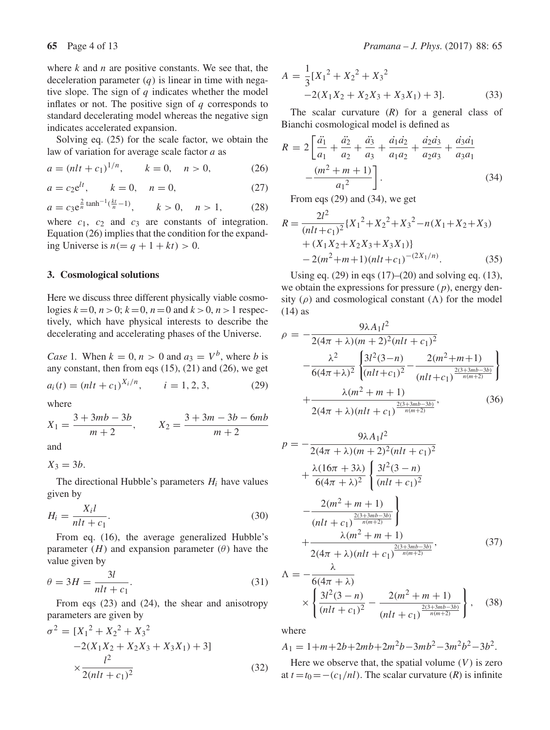where $k$ and $n$ are positive constants. We see that, the deceleration parameter ($q$) is linear in time with negative slope. The sign of $q$ indicates whether the model inflates or not. The positive sign of $q$ corresponds to standard decelerating model whereas the negative sign indicates accelerated expansion.

Solving eq. (25) for the scale factor, we obtain the law of variation for average scale factor $a$ as

$$a = (nlt + c_1)^{1/n}, \qquad k = 0, \quad n > 0, \tag{26}$$

$$a = c_2 e^{lt}, \qquad k = 0, \quad n = 0, \tag{27}$$

$$a = c_3 e^{\frac{2}{n}\tanh^{-1}\left(\frac{kt}{n}-1\right)}, \qquad k > 0, \quad n > 1, \tag{28}$$

where $c_1$, $c_2$ and $c_3$ are constants of integration. Equation (26) implies that the condition for the expanding Universe is $n(= q + 1 + kt) > 0$.

## 3. Cosmological solutions

Here we discuss three different physically viable cosmologies $k = 0, n > 0$; $k = 0, n = 0$ and $k > 0, n > 1$ respectively, which have physical interests to describe the decelerating and accelerating phases of the Universe.

*Case* 1. When $k = 0, n > 0$ and $a_3 = V^b$, where $b$ is any constant, then from eqs (15), (21) and (26), we get

$$a_i(t) = (nlt + c_1)^{X_i/n}, \qquad i = 1, 2, 3, \tag{29}$$

where

$$X_1 = \frac{3 + 3mb - 3b}{m + 2}, \qquad X_2 = \frac{3 + 3m - 3b - 6mb}{m + 2}$$

and

$$X_3 = 3b.$$

The directional Hubble's parameters $H_i$ have values given by

$$H_i = \frac{X_i l}{nlt + c_1}. \tag{30}$$

From eq. (16), the average generalized Hubble's parameter ($H$) and expansion parameter ($\theta$) have the value given by

$$\theta = 3H = \frac{3l}{nlt + c_1}. \tag{31}$$

From eqs (23) and (24), the shear and anisotropy parameters are given by

$$\sigma^2 = [{X_1}^2 + {X_2}^2 + {X_3}^2 - 2(X_1X_2 + X_2X_3 + X_3X_1) + 3] \times \frac{l^2}{2(nlt + c_1)^2} \tag{32}$$

$$A = \frac{1}{3}[{X_1}^2 + {X_2}^2 + {X_3}^2 - 2(X_1X_2 + X_2X_3 + X_3X_1) + 3]. \tag{33}$$

The scalar curvature ($R$) for a general class of Bianchi cosmological model is defined as

$$R = 2\left[\frac{\ddot{a_1}}{a_1} + \frac{\ddot{a_2}}{a_2} + \frac{\ddot{a_3}}{a_3} + \frac{\dot{a_1}\dot{a_2}}{a_1a_2} + \frac{\dot{a_2}\dot{a_3}}{a_2a_3} + \frac{\dot{a_3}\dot{a_1}}{a_3a_1} - \frac{(m^2 + m + 1)}{{a_1}^2}\right]. \tag{34}$$

From eqs (29) and (34), we get

$$R = \frac{2l^2}{(nlt+c_1)^2}\{{X_1}^2+{X_2}^2+{X_3}^2-n(X_1+X_2+X_3) + (X_1X_2+X_2X_3+X_3X_1)\} - 2(m^2+m+1)(nlt+c_1)^{-(2X_1/n)}. \tag{35}$$

Using eq. (29) in eqs (17)–(20) and solving eq. (13), we obtain the expressions for pressure ($p$), energy density ($\rho$) and cosmological constant ($\Lambda$) for the model (14) as

$$\rho = -\frac{9\lambda A_1 l^2}{2(4\pi + \lambda)(m + 2)^2(nlt + c_1)^2} - \frac{\lambda^2}{6(4\pi+\lambda)^2}\left\{\frac{3l^2(3-n)}{(nlt+c_1)^2} - \frac{2(m^2+m+1)}{(nlt+c_1)^{\frac{2(3+3mb-3b)}{n(m+2)}}}\right\} + \frac{\lambda(m^2 + m + 1)}{2(4\pi + \lambda)(nlt + c_1)^{\frac{2(3+3mb-3b)}{n(m+2)}}}, \tag{36}$$

$$p = -\frac{9\lambda A_1 l^2}{2(4\pi + \lambda)(m + 2)^2(nlt + c_1)^2} + \frac{\lambda(16\pi + 3\lambda)}{6(4\pi + \lambda)^2}\left\{\frac{3l^2(3 - n)}{(nlt + c_1)^2} - \frac{2(m^2 + m + 1)}{(nlt + c_1)^{\frac{2(3+3mb-3b)}{n(m+2)}}}\right\} + \frac{\lambda(m^2 + m + 1)}{2(4\pi + \lambda)(nlt + c_1)^{\frac{2(3+3mb-3b)}{n(m+2)}}}, \tag{37}$$

$$\Lambda = -\frac{\lambda}{6(4\pi + \lambda)} \times \left\{\frac{3l^2(3 - n)}{(nlt + c_1)^2} - \frac{2(m^2 + m + 1)}{(nlt + c_1)^{\frac{2(3+3mb-3b)}{n(m+2)}}}\right\}, \tag{38}$$

where

$$A_1 = 1+m+2b+2mb+2m^2b-3mb^2-3m^2b^2-3b^2.$$

Here we observe that, the spatial volume ($V$) is zero at $t = t_0 = -(c_1/nl)$. The scalar curvature ($R$) is infinite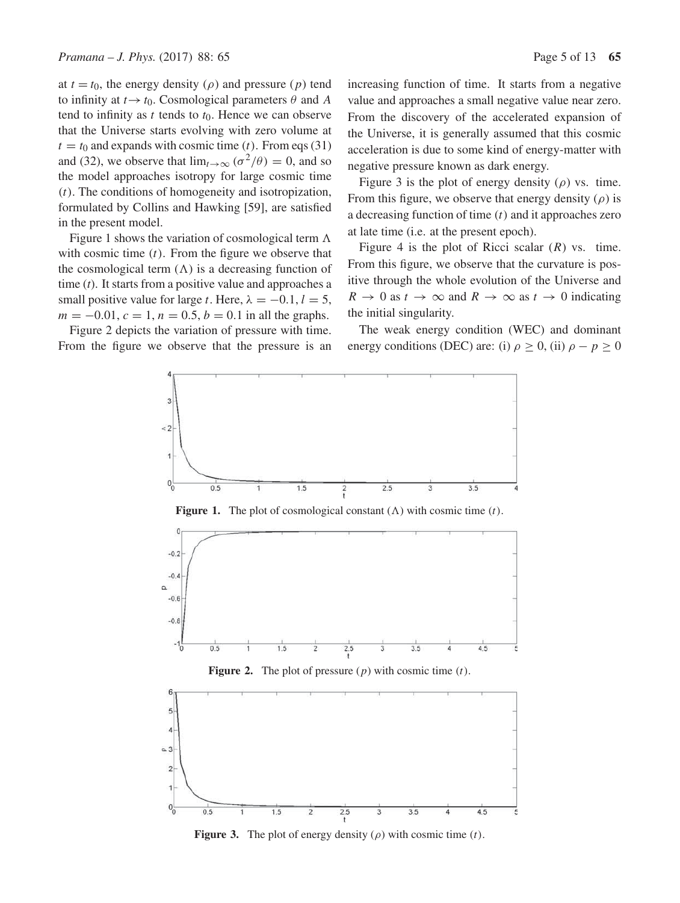at $t = t_0$, the energy density ($\rho$) and pressure ($p$) tend to infinity at $t \to t_0$. Cosmological parameters $\theta$ and $A$ tend to infinity as $t$ tends to $t_0$. Hence we can observe that the Universe starts evolving with zero volume at $t = t_0$ and expands with cosmic time ($t$). From eqs (31) and (32), we observe that $\lim_{t\to\infty} (\sigma^2/\theta) = 0$, and so the model approaches isotropy for large cosmic time ($t$). The conditions of homogeneity and isotropization, formulated by Collins and Hawking [59], are satisfied in the present model.

Figure 1 shows the variation of cosmological term $\Lambda$ with cosmic time ($t$). From the figure we observe that the cosmological term ($\Lambda$) is a decreasing function of time ($t$). It starts from a positive value and approaches a small positive value for large $t$. Here, $\lambda = -0.1$, $l = 5$, $m = -0.01$, $c = 1$, $n = 0.5$, $b = 0.1$ in all the graphs.

Figure 2 depicts the variation of pressure with time. From the figure we observe that the pressure is an increasing function of time. It starts from a negative value and approaches a small negative value near zero. From the discovery of the accelerated expansion of the Universe, it is generally assumed that this cosmic acceleration is due to some kind of energy-matter with negative pressure known as dark energy.

Figure 3 is the plot of energy density ($\rho$) vs. time. From this figure, we observe that energy density ($\rho$) is a decreasing function of time ($t$) and it approaches zero at late time (i.e. at the present epoch).

Figure 4 is the plot of Ricci scalar ($R$) vs. time. From this figure, we observe that the curvature is positive through the whole evolution of the Universe and $R \to 0$ as $t \to \infty$ and $R \to \infty$ as $t \to 0$ indicating the initial singularity.

The weak energy condition (WEC) and dominant energy conditions (DEC) are: (i) $\rho \geq 0$, (ii) $\rho - p \geq 0$

**Figure 1.** The plot of cosmological constant ($\Lambda$) with cosmic time ($t$).

**Figure 2.** The plot of pressure ($p$) with cosmic time ($t$).

**Figure 3.** The plot of energy density ($\rho$) with cosmic time ($t$).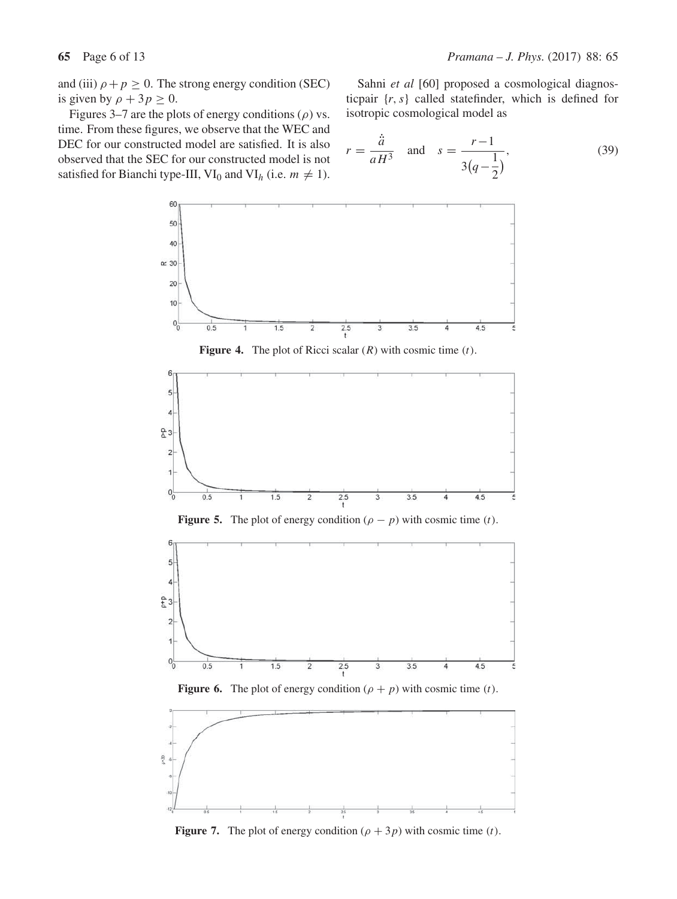and (iii) $\rho + p \geq 0$. The strong energy condition (SEC) is given by $\rho + 3p \geq 0$.

Figures 3–7 are the plots of energy conditions ($\rho$) vs. time. From these figures, we observe that the WEC and DEC for our constructed model are satisfied. It is also observed that the SEC for our constructed model is not satisfied for Bianchi type-III, $\mathrm{VI}_0$ and $\mathrm{VI}_h$ (i.e. $m \neq 1$).

Sahni *et al* [60] proposed a cosmological diagnosticpair $\{r, s\}$ called statefinder, which is defined for isotropic cosmological model as

$$r = \frac{\dddot{a}}{aH^3} \quad \text{and} \quad s = \frac{r-1}{3\left(q - \frac{1}{2}\right)}, \tag{39}$$

**Figure 4.** The plot of Ricci scalar ($R$) with cosmic time ($t$).

**Figure 5.** The plot of energy condition ($\rho - p$) with cosmic time ($t$).

**Figure 6.** The plot of energy condition ($\rho + p$) with cosmic time ($t$).

**Figure 7.** The plot of energy condition ($\rho + 3p$) with cosmic time ($t$).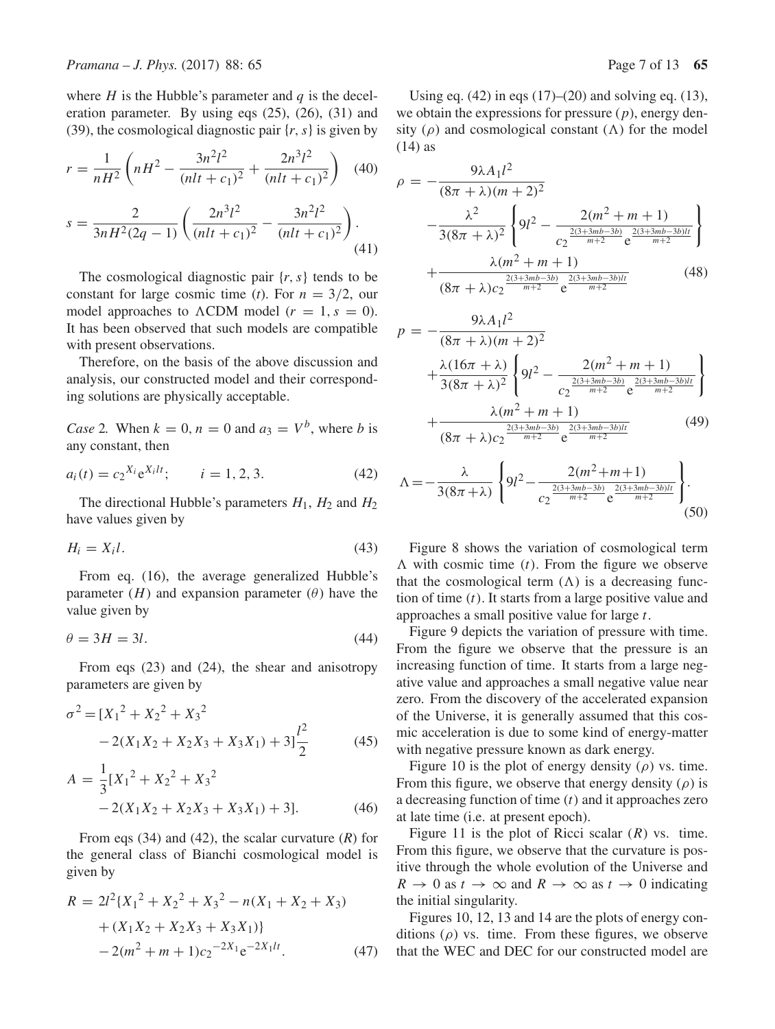where $H$ is the Hubble's parameter and $q$ is the deceleration parameter. By using eqs (25), (26), (31) and (39), the cosmological diagnostic pair $\{r, s\}$ is given by

$$r = \frac{1}{nH^2}\left(nH^2 - \frac{3n^2l^2}{(nlt+c_1)^2} + \frac{2n^3l^2}{(nlt+c_1)^2}\right) \quad (40)$$

$$s = \frac{2}{3nH^2(2q-1)}\left(\frac{2n^3l^2}{(nlt+c_1)^2} - \frac{3n^2l^2}{(nlt+c_1)^2}\right). \quad (41)$$

The cosmological diagnostic pair $\{r, s\}$ tends to be constant for large cosmic time ($t$). For $n = 3/2$, our model approaches to $\Lambda$CDM model ($r = 1, s = 0$). It has been observed that such models are compatible with present observations.

Therefore, on the basis of the above discussion and analysis, our constructed model and their corresponding solutions are physically acceptable.

*Case* 2. When $k = 0, n = 0$ and $a_3 = V^b$, where $b$ is any constant, then

$$a_i(t) = {c_2}^{X_i} \mathrm{e}^{X_i lt}; \qquad i = 1, 2, 3. \quad (42)$$

The directional Hubble's parameters $H_1$, $H_2$ and $H_2$ have values given by

$$H_i = X_i l. \quad (43)$$

From eq. (16), the average generalized Hubble's parameter ($H$) and expansion parameter ($\theta$) have the value given by

$$\theta = 3H = 3l. \quad (44)$$

From eqs (23) and (24), the shear and anisotropy parameters are given by

$$\sigma^2 = [{X_1}^2 + {X_2}^2 + {X_3}^2 - 2(X_1X_2 + X_2X_3 + X_3X_1) + 3]\frac{l^2}{2} \quad (45)$$

$$A = \frac{1}{3}[{X_1}^2 + {X_2}^2 + {X_3}^2 - 2(X_1X_2 + X_2X_3 + X_3X_1) + 3]. \quad (46)$$

From eqs (34) and (42), the scalar curvature ($R$) for the general class of Bianchi cosmological model is given by

$$R = 2l^2\{{X_1}^2 + {X_2}^2 + {X_3}^2 - n(X_1 + X_2 + X_3) + (X_1X_2 + X_2X_3 + X_3X_1)\} - 2(m^2 + m + 1){c_2}^{-2X_1}\mathrm{e}^{-2X_1lt}. \quad (47)$$

Using eq. (42) in eqs (17)–(20) and solving eq. (13), we obtain the expressions for pressure ($p$), energy density ($\rho$) and cosmological constant ($\Lambda$) for the model (14) as

$$\rho = -\frac{9\lambda A_1 l^2}{(8\pi+\lambda)(m+2)^2} - \frac{\lambda^2}{3(8\pi+\lambda)^2}\left\{9l^2 - \frac{2(m^2+m+1)}{c_2^{\frac{2(3+3mb-3b)}{m+2}}\mathrm{e}^{\frac{2(3+3mb-3b)lt}{m+2}}}\right\} + \frac{\lambda(m^2+m+1)}{(8\pi+\lambda)c_2^{\frac{2(3+3mb-3b)}{m+2}}\mathrm{e}^{\frac{2(3+3mb-3b)lt}{m+2}}} \quad (48)$$

$$p = -\frac{9\lambda A_1 l^2}{(8\pi+\lambda)(m+2)^2} + \frac{\lambda(16\pi+\lambda)}{3(8\pi+\lambda)^2}\left\{9l^2 - \frac{2(m^2+m+1)}{c_2^{\frac{2(3+3mb-3b)}{m+2}}\mathrm{e}^{\frac{2(3+3mb-3b)lt}{m+2}}}\right\} + \frac{\lambda(m^2+m+1)}{(8\pi+\lambda)c_2^{\frac{2(3+3mb-3b)}{m+2}}\mathrm{e}^{\frac{2(3+3mb-3b)lt}{m+2}}} \quad (49)$$

$$\Lambda = -\frac{\lambda}{3(8\pi+\lambda)}\left\{9l^2 - \frac{2(m^2+m+1)}{c_2^{\frac{2(3+3mb-3b)}{m+2}}\mathrm{e}^{\frac{2(3+3mb-3b)lt}{m+2}}}\right\}. \quad (50)$$

Figure 8 shows the variation of cosmological term $\Lambda$ with cosmic time ($t$). From the figure we observe that the cosmological term ($\Lambda$) is a decreasing function of time ($t$). It starts from a large positive value and approaches a small positive value for large $t$.

Figure 9 depicts the variation of pressure with time. From the figure we observe that the pressure is an increasing function of time. It starts from a large negative value and approaches a small negative value near zero. From the discovery of the accelerated expansion of the Universe, it is generally assumed that this cosmic acceleration is due to some kind of energy-matter with negative pressure known as dark energy.

Figure 10 is the plot of energy density ($\rho$) vs. time. From this figure, we observe that energy density ($\rho$) is a decreasing function of time ($t$) and it approaches zero at late time (i.e. at present epoch).

Figure 11 is the plot of Ricci scalar ($R$) vs. time. From this figure, we observe that the curvature is positive through the whole evolution of the Universe and $R \to 0$ as $t \to \infty$ and $R \to \infty$ as $t \to 0$ indicating the initial singularity.

Figures 10, 12, 13 and 14 are the plots of energy conditions ($\rho$) vs. time. From these figures, we observe that the WEC and DEC for our constructed model are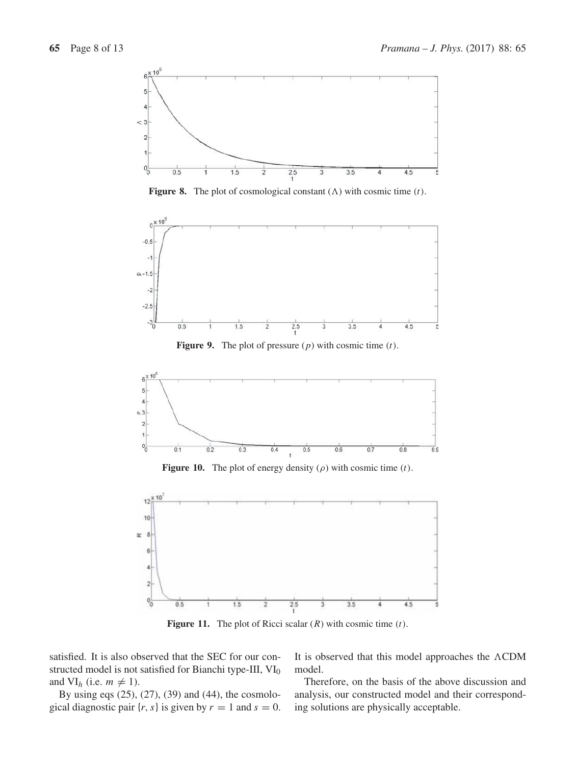**Figure 8.** The plot of cosmological constant ($\Lambda$) with cosmic time ($t$).

**Figure 9.** The plot of pressure ($p$) with cosmic time ($t$).

**Figure 10.** The plot of energy density ($\rho$) with cosmic time ($t$).

**Figure 11.** The plot of Ricci scalar ($R$) with cosmic time ($t$).

satisfied. It is also observed that the SEC for our constructed model is not satisfied for Bianchi type-III, $\text{VI}_0$ and $\text{VI}_h$ (i.e. $m \neq 1$).

By using eqs (25), (27), (39) and (44), the cosmological diagnostic pair $\{r, s\}$ is given by $r = 1$ and $s = 0$. It is observed that this model approaches the $\Lambda$CDM model.

Therefore, on the basis of the above discussion and analysis, our constructed model and their corresponding solutions are physically acceptable.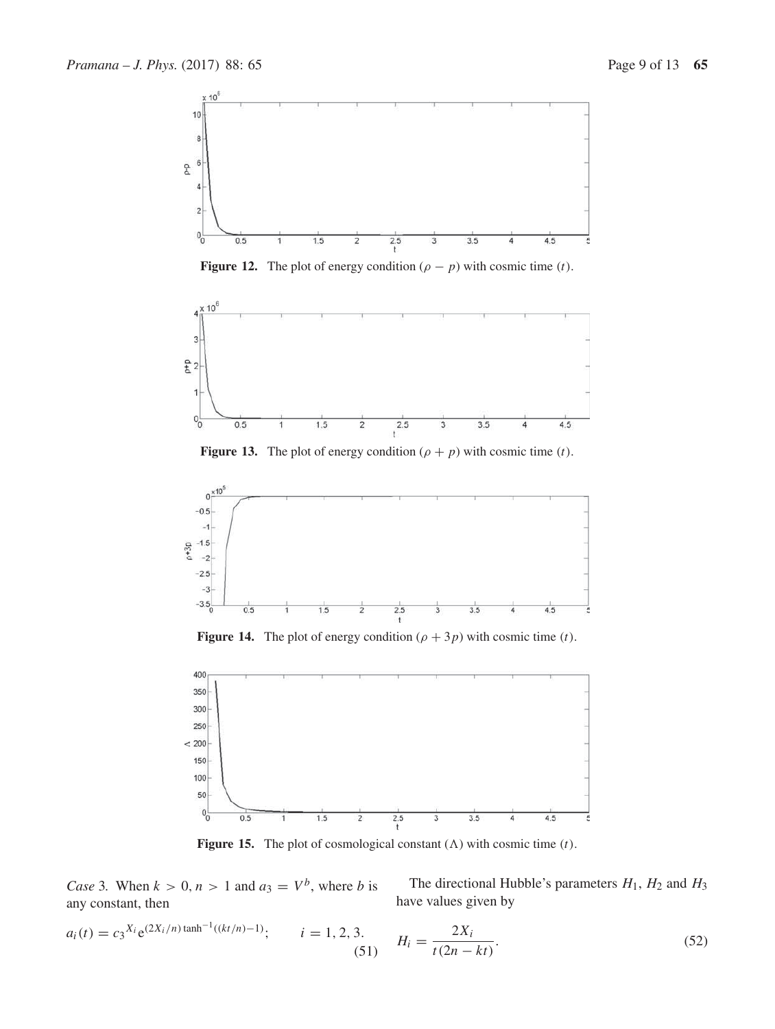**Figure 12.** The plot of energy condition $(\rho - p)$ with cosmic time $(t)$.

**Figure 13.** The plot of energy condition $(\rho + p)$ with cosmic time $(t)$.

**Figure 14.** The plot of energy condition $(\rho + 3p)$ with cosmic time $(t)$.

**Figure 15.** The plot of cosmological constant $(\Lambda)$ with cosmic time $(t)$.

*Case* 3. When $k > 0, n > 1$ and $a_3 = V^b$, where $b$ is any constant, then

$$a_i(t) = c_3{}^{X_i} \mathrm{e}^{(2X_i/n)\tanh^{-1}((kt/n)-1)}; \qquad i = 1, 2, 3. \tag{51}$$

The directional Hubble's parameters $H_1$, $H_2$ and $H_3$ have values given by

$$H_i = \frac{2X_i}{t(2n - kt)}. \tag{52}$$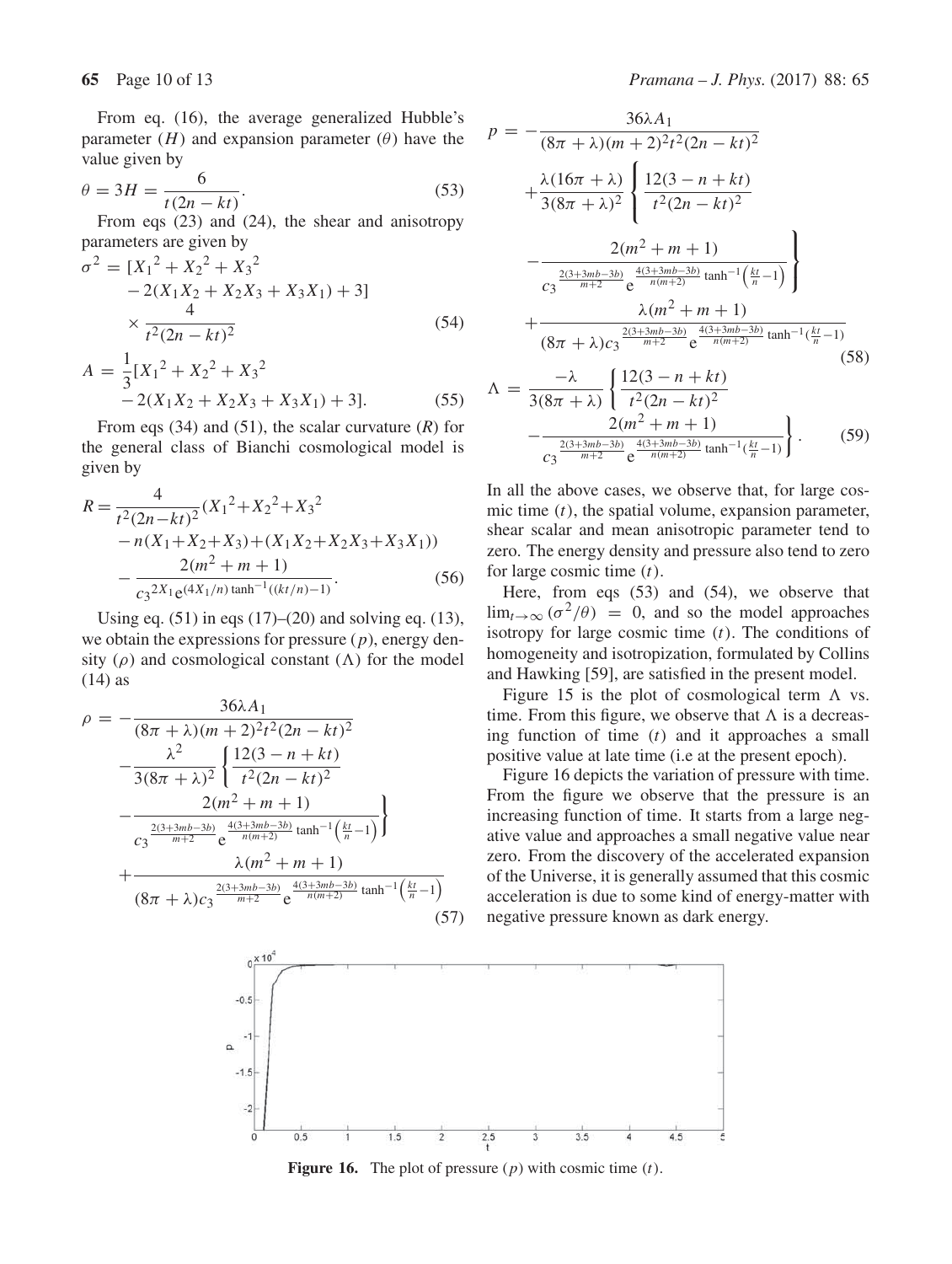From eq. (16), the average generalized Hubble's parameter ($H$) and expansion parameter ($\theta$) have the value given by

$$\theta = 3H = \frac{6}{t(2n-kt)}. \tag{53}$$

From eqs (23) and (24), the shear and anisotropy parameters are given by

$$\sigma^2 = [X_1{}^2 + X_2{}^2 + X_3{}^2 - 2(X_1X_2 + X_2X_3 + X_3X_1) + 3] \times \frac{4}{t^2(2n-kt)^2} \tag{54}$$

$$A = \frac{1}{3}[X_1{}^2 + X_2{}^2 + X_3{}^2 - 2(X_1X_2 + X_2X_3 + X_3X_1) + 3]. \tag{55}$$

From eqs (34) and (51), the scalar curvature ($R$) for the general class of Bianchi cosmological model is given by

$$R = \frac{4}{t^2(2n-kt)^2}(X_1{}^2+X_2{}^2+X_3{}^2 - n(X_1+X_2+X_3)+(X_1X_2+X_2X_3+X_3X_1)) - \frac{2(m^2+m+1)}{c_3{}^{2X_1}\mathrm{e}^{(4X_1/n)\tanh^{-1}((kt/n)-1)}}. \tag{56}$$

Using eq. (51) in eqs (17)–(20) and solving eq. (13), we obtain the expressions for pressure ($p$), energy density ($\rho$) and cosmological constant ($\Lambda$) for the model (14) as

$$\begin{aligned}\rho = &-\frac{36\lambda A_1}{(8\pi+\lambda)(m+2)^2t^2(2n-kt)^2} \\ &-\frac{\lambda^2}{3(8\pi+\lambda)^2}\left\{\frac{12(3-n+kt)}{t^2(2n-kt)^2} - \frac{2(m^2+m+1)}{c_3^{\frac{2(3+3mb-3b)}{m+2}}\mathrm{e}^{\frac{4(3+3mb-3b)}{n(m+2)}\tanh^{-1}\left(\frac{kt}{n}-1\right)}}\right\} \\ &+\frac{\lambda(m^2+m+1)}{(8\pi+\lambda)c_3^{\frac{2(3+3mb-3b)}{m+2}}\mathrm{e}^{\frac{4(3+3mb-3b)}{n(m+2)}\tanh^{-1}\left(\frac{kt}{n}-1\right)}}\end{aligned} \tag{57}$$

$$\begin{aligned}p = &-\frac{36\lambda A_1}{(8\pi+\lambda)(m+2)^2t^2(2n-kt)^2} \\ &+\frac{\lambda(16\pi+\lambda)}{3(8\pi+\lambda)^2}\left\{\frac{12(3-n+kt)}{t^2(2n-kt)^2} - \frac{2(m^2+m+1)}{c_3^{\frac{2(3+3mb-3b)}{m+2}}\mathrm{e}^{\frac{4(3+3mb-3b)}{n(m+2)}\tanh^{-1}\left(\frac{kt}{n}-1\right)}}\right\} \\ &+\frac{\lambda(m^2+m+1)}{(8\pi+\lambda)c_3^{\frac{2(3+3mb-3b)}{m+2}}\mathrm{e}^{\frac{4(3+3mb-3b)}{n(m+2)}\tanh^{-1}(\frac{kt}{n}-1)}}\end{aligned} \tag{58}$$

$$\Lambda = \frac{-\lambda}{3(8\pi+\lambda)}\left\{\frac{12(3-n+kt)}{t^2(2n-kt)^2} - \frac{2(m^2+m+1)}{c_3^{\frac{2(3+3mb-3b)}{m+2}}\mathrm{e}^{\frac{4(3+3mb-3b)}{n(m+2)}\tanh^{-1}(\frac{kt}{n}-1)}}\right\}. \tag{59}$$

In all the above cases, we observe that, for large cosmic time ($t$), the spatial volume, expansion parameter, shear scalar and mean anisotropic parameter tend to zero. The energy density and pressure also tend to zero for large cosmic time ($t$).

Here, from eqs (53) and (54), we observe that $\lim_{t\to\infty}(\sigma^2/\theta) = 0$, and so the model approaches isotropy for large cosmic time ($t$). The conditions of homogeneity and isotropization, formulated by Collins and Hawking [59], are satisfied in the present model.

Figure 15 is the plot of cosmological term $\Lambda$ vs. time. From this figure, we observe that $\Lambda$ is a decreasing function of time ($t$) and it approaches a small positive value at late time (i.e at the present epoch).

Figure 16 depicts the variation of pressure with time. From the figure we observe that the pressure is an increasing function of time. It starts from a large negative value and approaches a small negative value near zero. From the discovery of the accelerated expansion of the Universe, it is generally assumed that this cosmic acceleration is due to some kind of energy-matter with negative pressure known as dark energy.

**Figure 16.** The plot of pressure ($p$) with cosmic time ($t$).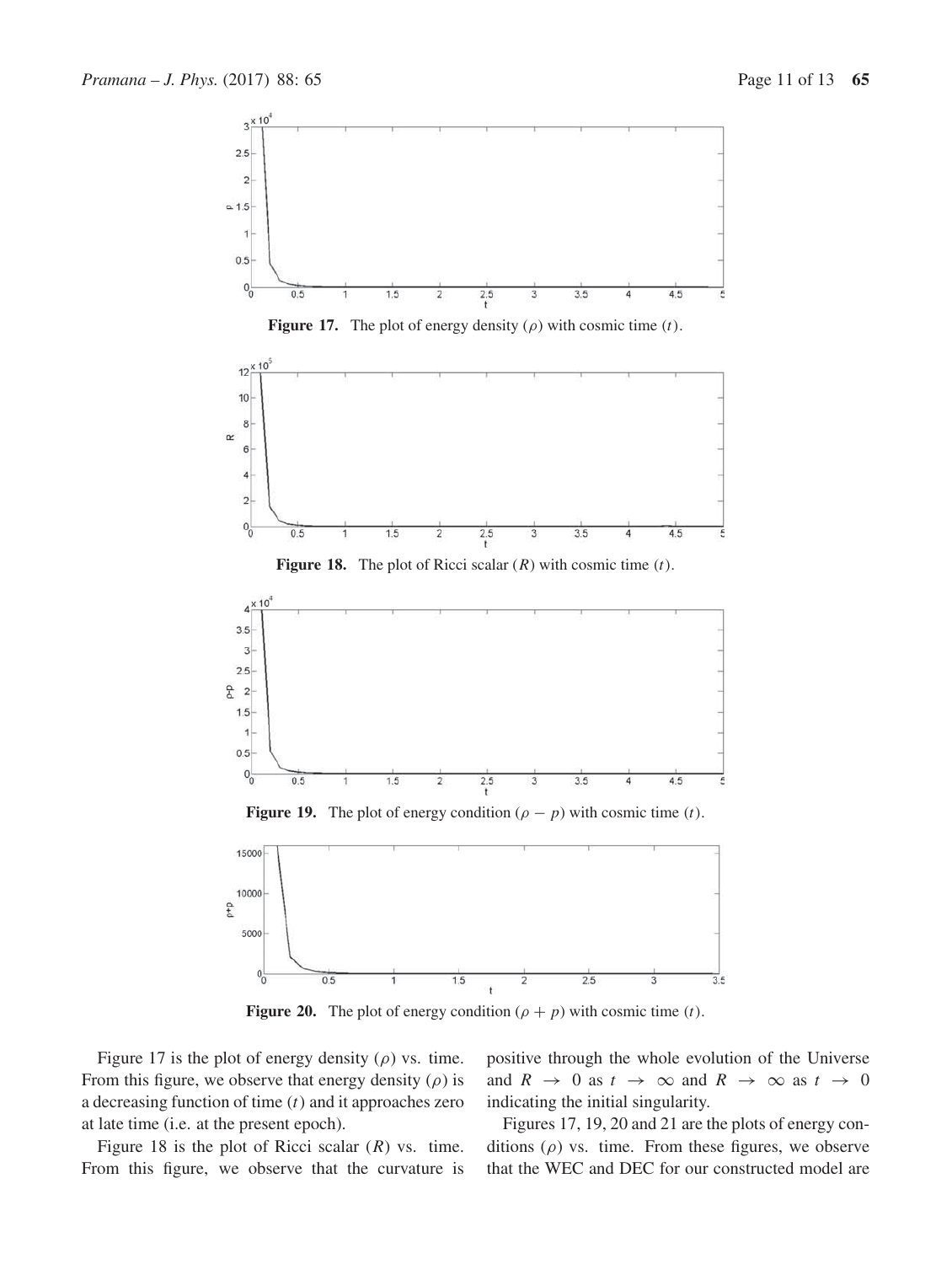**Figure 17.** The plot of energy density ($\rho$) with cosmic time ($t$).

**Figure 18.** The plot of Ricci scalar ($R$) with cosmic time ($t$).

**Figure 19.** The plot of energy condition ($\rho - p$) with cosmic time ($t$).

**Figure 20.** The plot of energy condition ($\rho + p$) with cosmic time ($t$).

Figure 17 is the plot of energy density ($\rho$) vs. time. From this figure, we observe that energy density ($\rho$) is a decreasing function of time ($t$) and it approaches zero at late time (i.e. at the present epoch).

Figure 18 is the plot of Ricci scalar ($R$) vs. time. From this figure, we observe that the curvature is positive through the whole evolution of the Universe and $R \rightarrow 0$ as $t \rightarrow \infty$ and $R \rightarrow \infty$ as $t \rightarrow 0$ indicating the initial singularity.

Figures 17, 19, 20 and 21 are the plots of energy conditions ($\rho$) vs. time. From these figures, we observe that the WEC and DEC for our constructed model are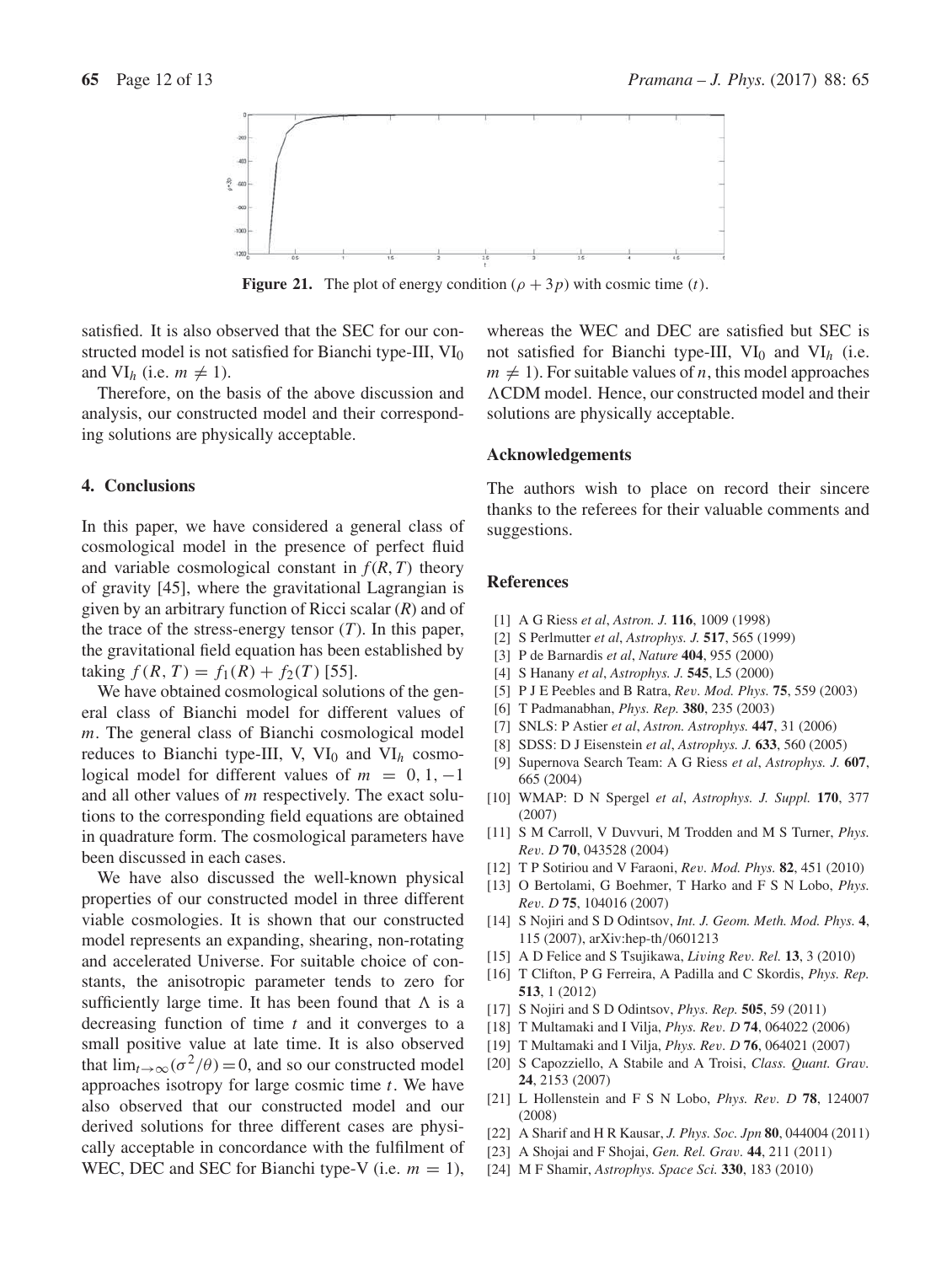**Figure 21.** The plot of energy condition $(\rho + 3p)$ with cosmic time $(t)$.

satisfied. It is also observed that the SEC for our constructed model is not satisfied for Bianchi type-III, $VI_0$ and $VI_h$ (i.e. $m \neq 1$).

Therefore, on the basis of the above discussion and analysis, our constructed model and their corresponding solutions are physically acceptable.

## 4. Conclusions

In this paper, we have considered a general class of cosmological model in the presence of perfect fluid and variable cosmological constant in $f(R, T)$ theory of gravity [45], where the gravitational Lagrangian is given by an arbitrary function of Ricci scalar $(R)$ and of the trace of the stress-energy tensor $(T)$. In this paper, the gravitational field equation has been established by taking $f(R, T) = f_1(R) + f_2(T)$ [55].

We have obtained cosmological solutions of the general class of Bianchi model for different values of $m$. The general class of Bianchi cosmological model reduces to Bianchi type-III, V, $VI_0$ and $VI_h$ cosmological model for different values of $m = 0, 1, -1$ and all other values of $m$ respectively. The exact solutions to the corresponding field equations are obtained in quadrature form. The cosmological parameters have been discussed in each cases.

We have also discussed the well-known physical properties of our constructed model in three different viable cosmologies. It is shown that our constructed model represents an expanding, shearing, non-rotating and accelerated Universe. For suitable choice of constants, the anisotropic parameter tends to zero for sufficiently large time. It has been found that $\Lambda$ is a decreasing function of time $t$ and it converges to a small positive value at late time. It is also observed that $\lim_{t\to\infty}(\sigma^2/\theta) = 0$, and so our constructed model approaches isotropy for large cosmic time $t$. We have also observed that our constructed model and our derived solutions for three different cases are physically acceptable in concordance with the fulfilment of WEC, DEC and SEC for Bianchi type-V (i.e. $m = 1$), whereas the WEC and DEC are satisfied but SEC is not satisfied for Bianchi type-III, $VI_0$ and $VI_h$ (i.e. $m \neq 1$). For suitable values of $n$, this model approaches $\Lambda$CDM model. Hence, our constructed model and their solutions are physically acceptable.

### Acknowledgements

The authors wish to place on record their sincere thanks to the referees for their valuable comments and suggestions.

### References

[1] A G Riess *et al*, *Astron. J.* **116**, 1009 (1998)
[2] S Perlmutter *et al*, *Astrophys. J.* **517**, 565 (1999)
[3] P de Barnardis *et al*, *Nature* **404**, 955 (2000)
[4] S Hanany *et al*, *Astrophys. J.* **545**, L5 (2000)
[5] P J E Peebles and B Ratra, *Rev. Mod. Phys.* **75**, 559 (2003)
[6] T Padmanabhan, *Phys. Rep.* **380**, 235 (2003)
[7] SNLS: P Astier *et al*, *Astron. Astrophys.* **447**, 31 (2006)
[8] SDSS: D J Eisenstein *et al*, *Astrophys. J.* **633**, 560 (2005)
[9] Supernova Search Team: A G Riess *et al*, *Astrophys. J.* **607**, 665 (2004)
[10] WMAP: D N Spergel *et al*, *Astrophys. J. Suppl.* **170**, 377 (2007)
[11] S M Carroll, V Duvvuri, M Trodden and M S Turner, *Phys. Rev. D* **70**, 043528 (2004)
[12] T P Sotiriou and V Faraoni, *Rev. Mod. Phys.* **82**, 451 (2010)
[13] O Bertolami, G Boehmer, T Harko and F S N Lobo, *Phys. Rev. D* **75**, 104016 (2007)
[14] S Nojiri and S D Odintsov, *Int. J. Geom. Meth. Mod. Phys.* **4**, 115 (2007), arXiv:hep-th/0601213
[15] A D Felice and S Tsujikawa, *Living Rev. Rel.* **13**, 3 (2010)
[16] T Clifton, P G Ferreira, A Padilla and C Skordis, *Phys. Rep.* **513**, 1 (2012)
[17] S Nojiri and S D Odintsov, *Phys. Rep.* **505**, 59 (2011)
[18] T Multamaki and I Vilja, *Phys. Rev. D* **74**, 064022 (2006)
[19] T Multamaki and I Vilja, *Phys. Rev. D* **76**, 064021 (2007)
[20] S Capozziello, A Stabile and A Troisi, *Class. Quant. Grav.* **24**, 2153 (2007)
[21] L Hollenstein and F S N Lobo, *Phys. Rev. D* **78**, 124007 (2008)
[22] A Sharif and H R Kausar, *J. Phys. Soc. Jpn* **80**, 044004 (2011)
[23] A Shojai and F Shojai, *Gen. Rel. Grav.* **44**, 211 (2011)
[24] M F Shamir, *Astrophys. Space Sci.* **330**, 183 (2010)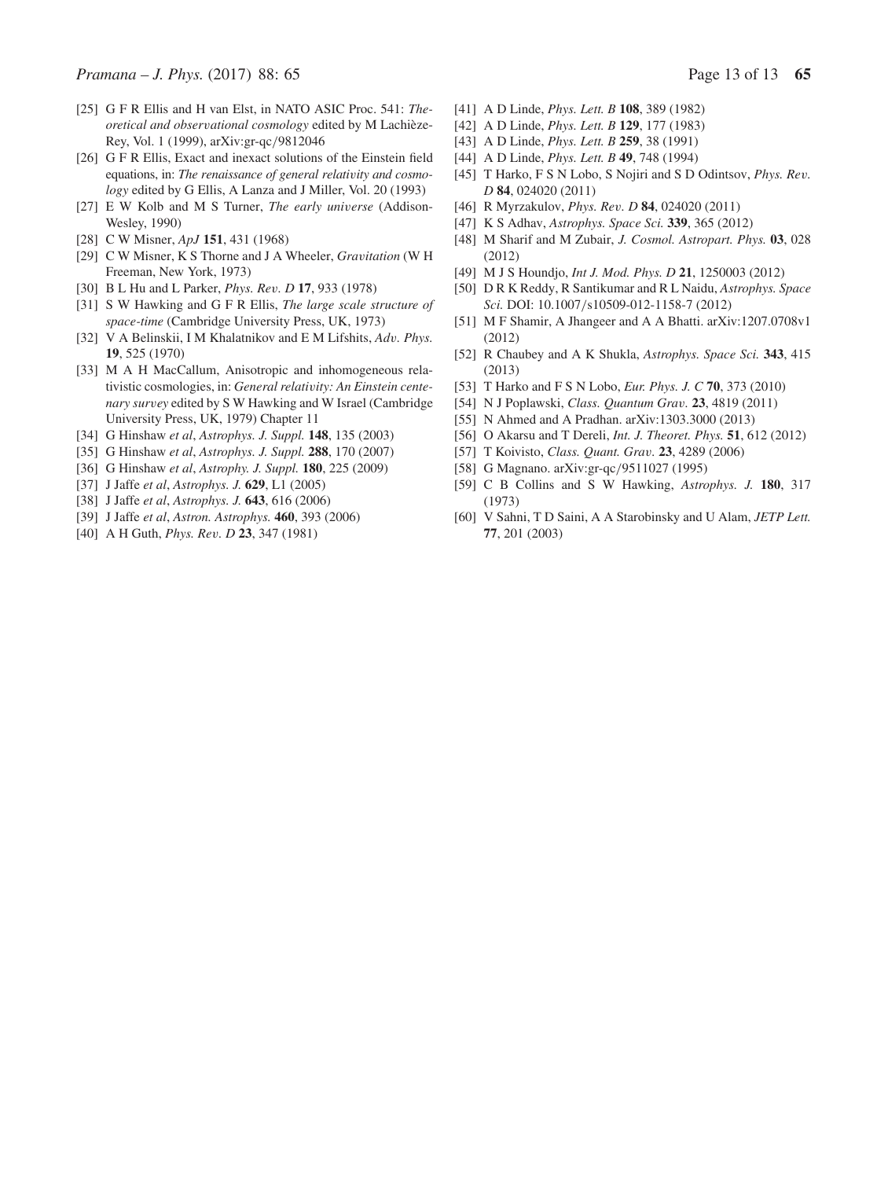[25] G F R Ellis and H van Elst, in NATO ASIC Proc. 541: *Theoretical and observational cosmology* edited by M Lachièze-Rey, Vol. 1 (1999), arXiv:gr-qc/9812046

[26] G F R Ellis, Exact and inexact solutions of the Einstein field equations, in: *The renaissance of general relativity and cosmology* edited by G Ellis, A Lanza and J Miller, Vol. 20 (1993)

[27] E W Kolb and M S Turner, *The early universe* (Addison-Wesley, 1990)

[28] C W Misner, *ApJ* **151**, 431 (1968)

[29] C W Misner, K S Thorne and J A Wheeler, *Gravitation* (W H Freeman, New York, 1973)

[30] B L Hu and L Parker, *Phys. Rev. D* **17**, 933 (1978)

[31] S W Hawking and G F R Ellis, *The large scale structure of space-time* (Cambridge University Press, UK, 1973)

[32] V A Belinskii, I M Khalatnikov and E M Lifshits, *Adv. Phys.* **19**, 525 (1970)

[33] M A H MacCallum, Anisotropic and inhomogeneous relativistic cosmologies, in: *General relativity: An Einstein centenary survey* edited by S W Hawking and W Israel (Cambridge University Press, UK, 1979) Chapter 11

[34] G Hinshaw *et al*, *Astrophys. J. Suppl.* **148**, 135 (2003)

[35] G Hinshaw *et al*, *Astrophys. J. Suppl.* **288**, 170 (2007)

[36] G Hinshaw *et al*, *Astrophy. J. Suppl.* **180**, 225 (2009)

[37] J Jaffe *et al*, *Astrophys. J.* **629**, L1 (2005)

[38] J Jaffe *et al*, *Astrophys. J.* **643**, 616 (2006)

[39] J Jaffe *et al*, *Astron. Astrophys.* **460**, 393 (2006)

[40] A H Guth, *Phys. Rev. D* **23**, 347 (1981)

[41] A D Linde, *Phys. Lett. B* **108**, 389 (1982)

[42] A D Linde, *Phys. Lett. B* **129**, 177 (1983)

[43] A D Linde, *Phys. Lett. B* **259**, 38 (1991)

[44] A D Linde, *Phys. Lett. B* **49**, 748 (1994)

[45] T Harko, F S N Lobo, S Nojiri and S D Odintsov, *Phys. Rev. D* **84**, 024020 (2011)

[46] R Myrzakulov, *Phys. Rev. D* **84**, 024020 (2011)

[47] K S Adhav, *Astrophys. Space Sci.* **339**, 365 (2012)

[48] M Sharif and M Zubair, *J. Cosmol. Astropart. Phys.* **03**, 028 (2012)

[49] M J S Houndjo, *Int J. Mod. Phys. D* **21**, 1250003 (2012)

[50] D R K Reddy, R Santikumar and R L Naidu, *Astrophys. Space Sci.* DOI: 10.1007/s10509-012-1158-7 (2012)

[51] M F Shamir, A Jhangeer and A A Bhatti. arXiv:1207.0708v1 (2012)

[52] R Chaubey and A K Shukla, *Astrophys. Space Sci.* **343**, 415 (2013)

[53] T Harko and F S N Lobo, *Eur. Phys. J. C* **70**, 373 (2010)

[54] N J Poplawski, *Class. Quantum Grav.* **23**, 4819 (2011)

[55] N Ahmed and A Pradhan. arXiv:1303.3000 (2013)

[56] O Akarsu and T Dereli, *Int. J. Theoret. Phys.* **51**, 612 (2012)

[57] T Koivisto, *Class. Quant. Grav.* **23**, 4289 (2006)

[58] G Magnano. arXiv:gr-qc/9511027 (1995)

[59] C B Collins and S W Hawking, *Astrophys. J.* **180**, 317 (1973)

[60] V Sahni, T D Saini, A A Starobinsky and U Alam, *JETP Lett.* **77**, 201 (2003)